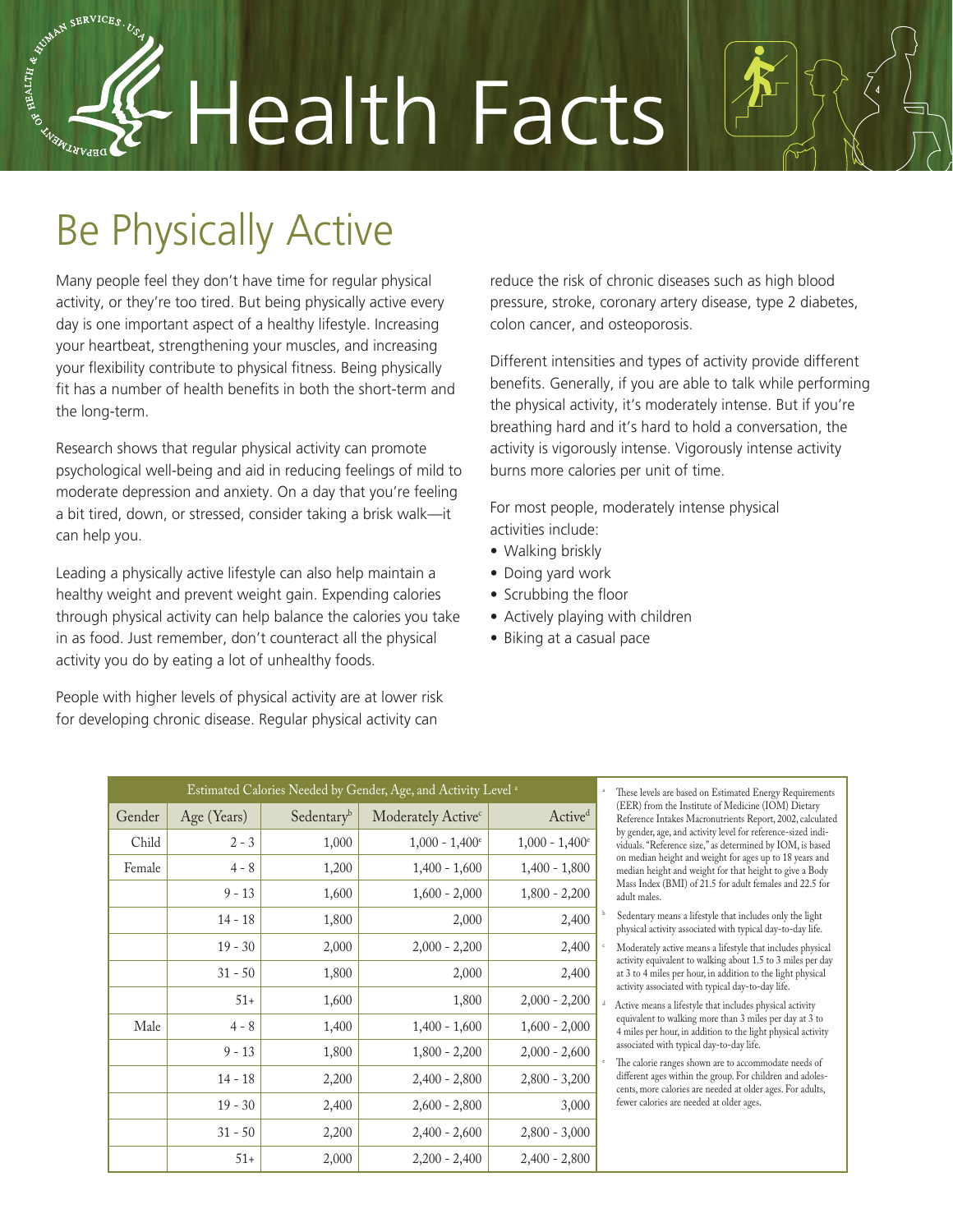# Health Facts

## Be Physically Active

Many people feel they don't have time for regular physical activity, or they're too tired. But being physically active every day is one important aspect of a healthy lifestyle. Increasing your heartbeat, strengthening your muscles, and increasing your flexibility contribute to physical fitness. Being physically fit has a number of health benefits in both the short-term and the long-term.

Research shows that regular physical activity can promote psychological well-being and aid in reducing feelings of mild to moderate depression and anxiety. On a day that you're feeling a bit tired, down, or stressed, consider taking a brisk walk—it can help you.

Leading a physically active lifestyle can also help maintain a healthy weight and prevent weight gain. Expending calories through physical activity can help balance the calories you take in as food. Just remember, don't counteract all the physical activity you do by eating a lot of unhealthy foods.

People with higher levels of physical activity are at lower risk for developing chronic disease. Regular physical activity can reduce the risk of chronic diseases such as high blood pressure, stroke, coronary artery disease, type 2 diabetes, colon cancer, and osteoporosis.

Different intensities and types of activity provide different benefits. Generally, if you are able to talk while performing the physical activity, it's moderately intense. But if you're breathing hard and it's hard to hold a conversation, the activity is vigorously intense. Vigorously intense activity burns more calories per unit of time.

For most people, moderately intense physical activities include:

- Walking briskly
- Doing yard work
- Scrubbing the floor
- Actively playing with children
- Biking at a casual pace

**Estimated Calories Needed by Gender, Age, and Activity Level [a]**

| Gender | Age (Years) | Sedentary[b] | Moderately Active[c] | Active[d] |
|---|---|---|---|---|
| Child | 2 - 3 | 1,000 | 1,000 - 1,400[e] | 1,000 - 1,400[e] |
| Female | 4 - 8 | 1,200 | 1,400 - 1,600 | 1,400 - 1,800 |
| | 9 - 13 | 1,600 | 1,600 - 2,000 | 1,800 - 2,200 |
| | 14 - 18 | 1,800 | 2,000 | 2,400 |
| | 19 - 30 | 2,000 | 2,000 - 2,200 | 2,400 |
| | 31 - 50 | 1,800 | 2,000 | 2,400 |
| | 51+ | 1,600 | 1,800 | 2,000 - 2,200 |
| Male | 4 - 8 | 1,400 | 1,400 - 1,600 | 1,600 - 2,000 |
| | 9 - 13 | 1,800 | 1,800 - 2,200 | 2,000 - 2,600 |
| | 14 - 18 | 2,200 | 2,400 - 2,800 | 2,800 - 3,200 |
| | 19 - 30 | 2,400 | 2,600 - 2,800 | 3,000 |
| | 31 - 50 | 2,200 | 2,400 - 2,600 | 2,800 - 3,000 |
| | 51+ | 2,000 | 2,200 - 2,400 | 2,400 - 2,800 |

[a] These levels are based on Estimated Energy Requirements (EER) from the Institute of Medicine (IOM) Dietary Reference Intakes Macronutrients Report, 2002, calculated by gender, age, and activity level for reference-sized individuals. "Reference size," as determined by IOM, is based on median height and weight for ages up to 18 years and median height and weight for that height to give a Body Mass Index (BMI) of 21.5 for adult females and 22.5 for adult males.

[b] Sedentary means a lifestyle that includes only the light physical activity associated with typical day-to-day life.

[c] Moderately active means a lifestyle that includes physical activity equivalent to walking about 1.5 to 3 miles per day at 3 to 4 miles per hour, in addition to the light physical activity associated with typical day-to-day life.

[d] Active means a lifestyle that includes physical activity equivalent to walking more than 3 miles per day at 3 to 4 miles per hour, in addition to the light physical activity associated with typical day-to-day life.

[e] The calorie ranges shown are to accommodate needs of different ages within the group. For children and adolescents, more calories are needed at older ages. For adults, fewer calories are needed at older ages.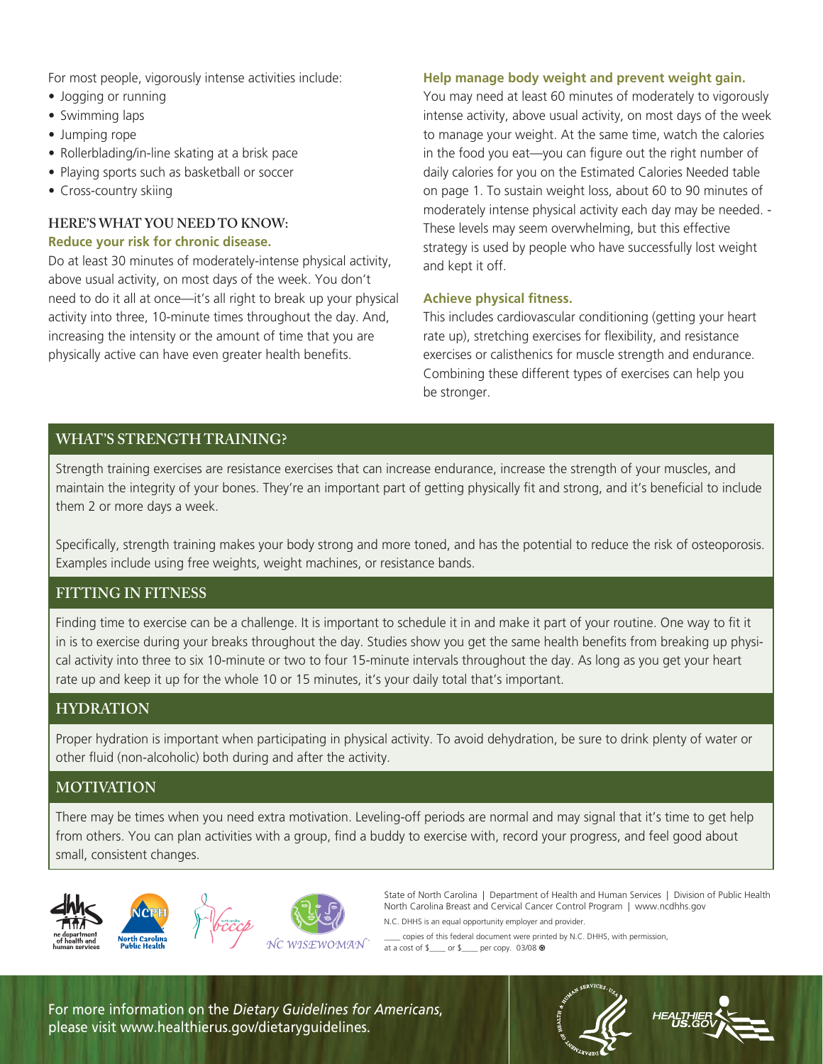For most people, vigorously intense activities include:

- Jogging or running
- Swimming laps
- Jumping rope
- Rollerblading/in-line skating at a brisk pace
- Playing sports such as basketball or soccer
- Cross-country skiing

## HERE'S WHAT YOU NEED TO KNOW:

### Reduce your risk for chronic disease.

Do at least 30 minutes of moderately-intense physical activity, above usual activity, on most days of the week. You don't need to do it all at once—it's all right to break up your physical activity into three, 10-minute times throughout the day. And, increasing the intensity or the amount of time that you are physically active can have even greater health benefits.

### Help manage body weight and prevent weight gain.

You may need at least 60 minutes of moderately to vigorously intense activity, above usual activity, on most days of the week to manage your weight. At the same time, watch the calories in the food you eat—you can figure out the right number of daily calories for you on the Estimated Calories Needed table on page 1. To sustain weight loss, about 60 to 90 minutes of moderately intense physical activity each day may be needed. - These levels may seem overwhelming, but this effective strategy is used by people who have successfully lost weight and kept it off.

### Achieve physical fitness.

This includes cardiovascular conditioning (getting your heart rate up), stretching exercises for flexibility, and resistance exercises or calisthenics for muscle strength and endurance. Combining these different types of exercises can help you be stronger.

## WHAT'S STRENGTH TRAINING?

Strength training exercises are resistance exercises that can increase endurance, increase the strength of your muscles, and maintain the integrity of your bones. They're an important part of getting physically fit and strong, and it's beneficial to include them 2 or more days a week.

Specifically, strength training makes your body strong and more toned, and has the potential to reduce the risk of osteoporosis. Examples include using free weights, weight machines, or resistance bands.

## FITTING IN FITNESS

Finding time to exercise can be a challenge. It is important to schedule it in and make it part of your routine. One way to fit it in is to exercise during your breaks throughout the day. Studies show you get the same health benefits from breaking up physical activity into three to six 10-minute or two to four 15-minute intervals throughout the day. As long as you get your heart rate up and keep it up for the whole 10 or 15 minutes, it's your daily total that's important.

## HYDRATION

Proper hydration is important when participating in physical activity. To avoid dehydration, be sure to drink plenty of water or other fluid (non-alcoholic) both during and after the activity.

## MOTIVATION

There may be times when you need extra motivation. Leveling-off periods are normal and may signal that it's time to get help from others. You can plan activities with a group, find a buddy to exercise with, record your progress, and feel good about small, consistent changes.

State of North Carolina | Department of Health and Human Services | Division of Public Health
North Carolina Breast and Cervical Cancer Control Program | www.ncdhhs.gov

N.C. DHHS is an equal opportunity employer and provider.

____ copies of this federal document were printed by N.C. DHHS, with permission, at a cost of $____ or $____ per copy. 03/08

For more information on the *Dietary Guidelines for Americans*, please visit www.healthierus.gov/dietaryguidelines.